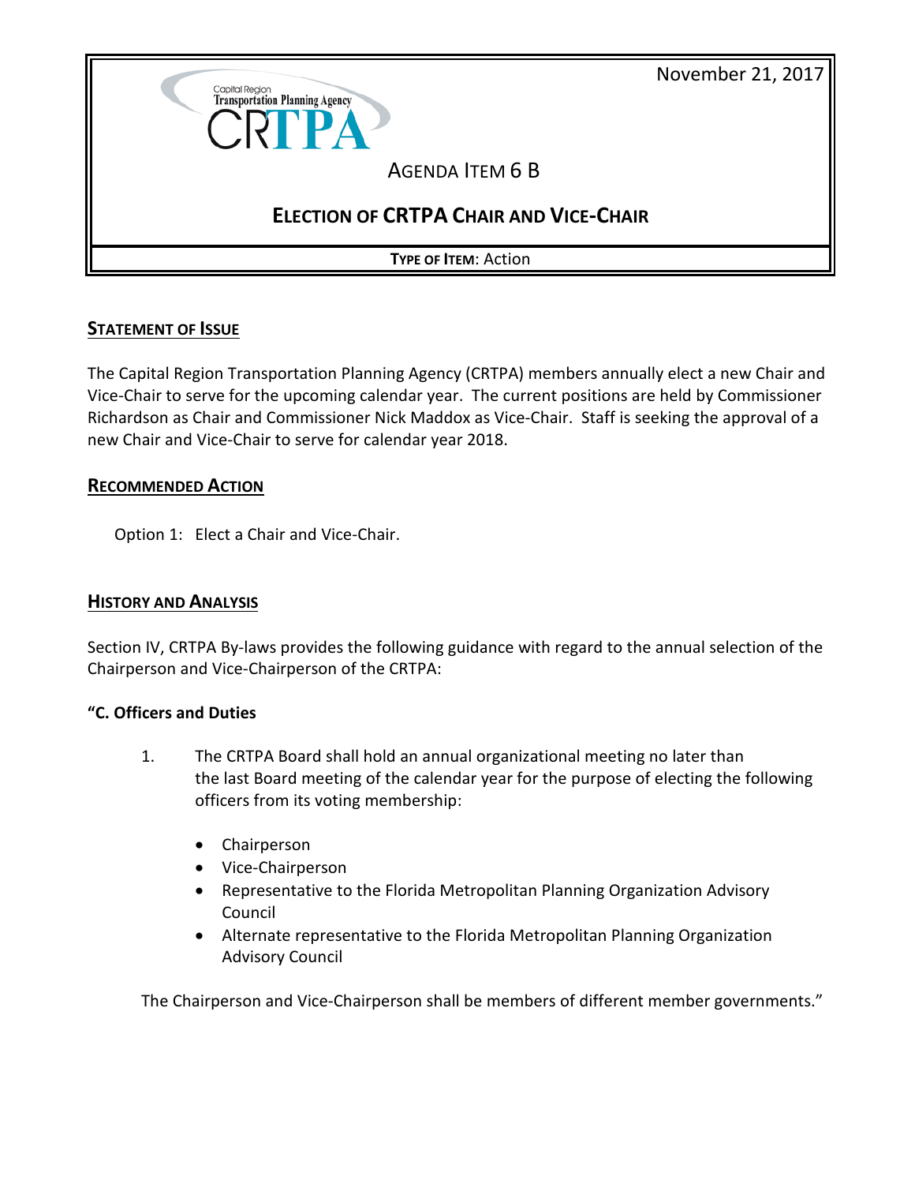November 21, 2017

Capital Region Transportation Planning Agency
CRTPA

AGENDA ITEM 6 B

# ELECTION OF CRTPA CHAIR AND VICE-CHAIR

**TYPE OF ITEM**: Action

## STATEMENT OF ISSUE

The Capital Region Transportation Planning Agency (CRTPA) members annually elect a new Chair and Vice-Chair to serve for the upcoming calendar year. The current positions are held by Commissioner Richardson as Chair and Commissioner Nick Maddox as Vice-Chair. Staff is seeking the approval of a new Chair and Vice-Chair to serve for calendar year 2018.

## RECOMMENDED ACTION

Option 1: Elect a Chair and Vice-Chair.

## HISTORY AND ANALYSIS

Section IV, CRTPA By-laws provides the following guidance with regard to the annual selection of the Chairperson and Vice-Chairperson of the CRTPA:

**"C. Officers and Duties**

1. The CRTPA Board shall hold an annual organizational meeting no later than the last Board meeting of the calendar year for the purpose of electing the following officers from its voting membership:

   - Chairperson
   - Vice-Chairperson
   - Representative to the Florida Metropolitan Planning Organization Advisory Council
   - Alternate representative to the Florida Metropolitan Planning Organization Advisory Council

   The Chairperson and Vice-Chairperson shall be members of different member governments."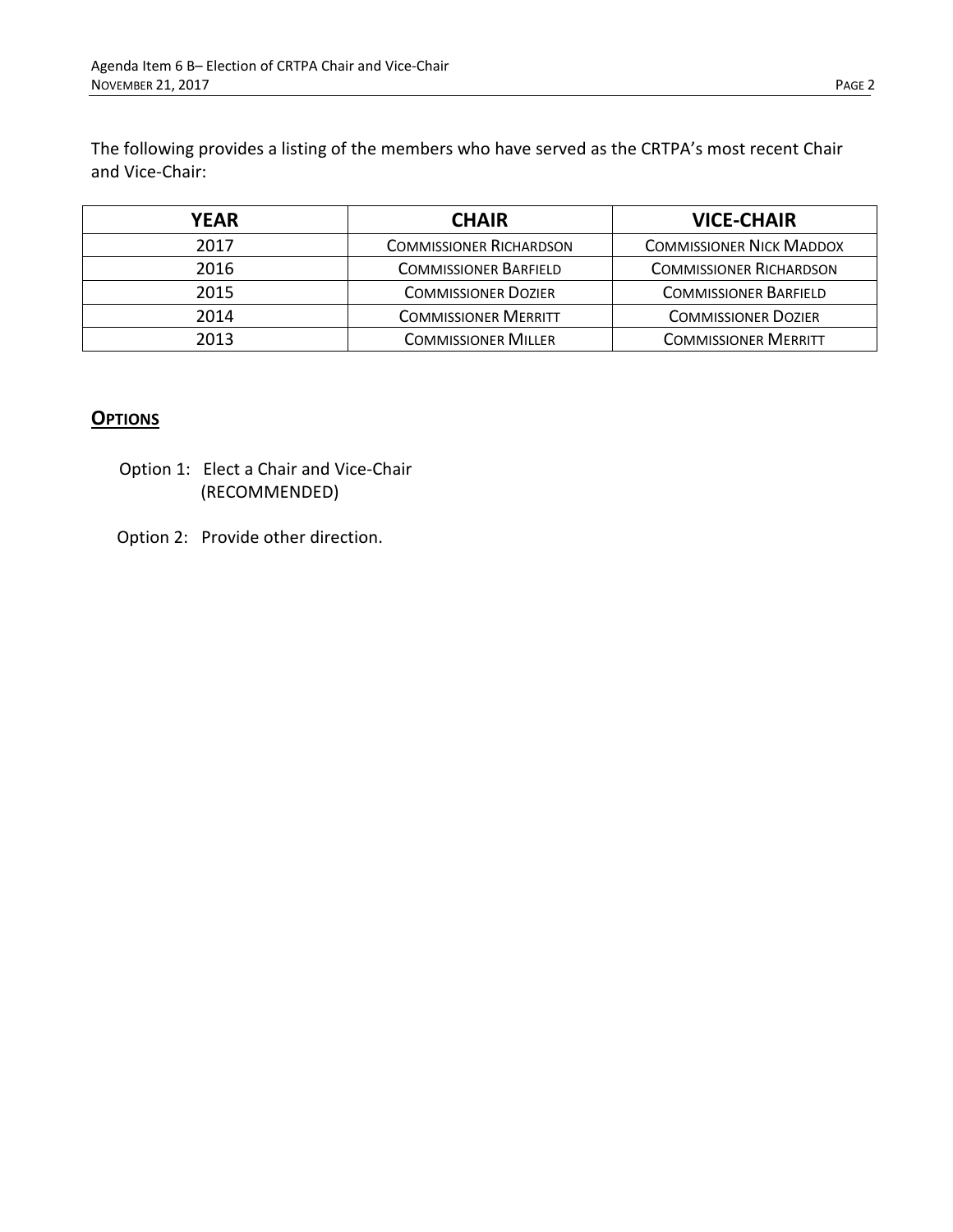The following provides a listing of the members who have served as the CRTPA's most recent Chair and Vice-Chair:

| YEAR | CHAIR | VICE-CHAIR |
|---|---|---|
| 2017 | Commissioner Richardson | Commissioner Nick Maddox |
| 2016 | Commissioner Barfield | Commissioner Richardson |
| 2015 | Commissioner Dozier | Commissioner Barfield |
| 2014 | Commissioner Merritt | Commissioner Dozier |
| 2013 | Commissioner Miller | Commissioner Merritt |

## Options

Option 1: Elect a Chair and Vice-Chair (RECOMMENDED)

Option 2: Provide other direction.